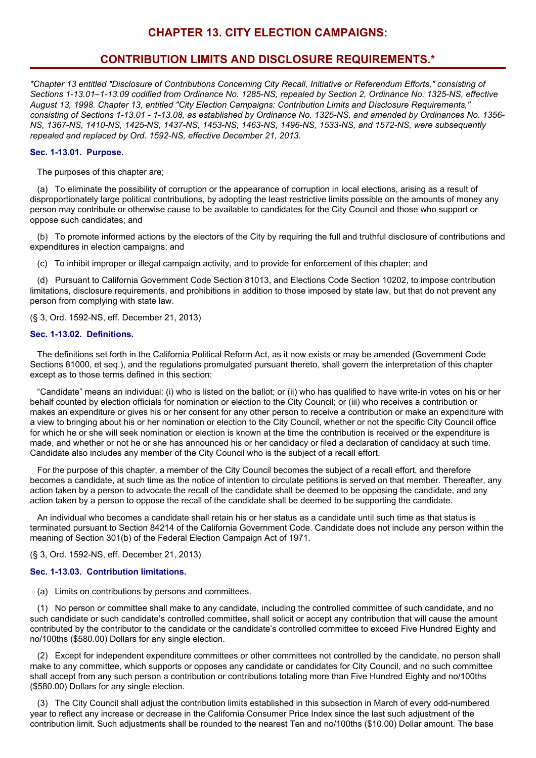# CHAPTER 13. CITY ELECTION CAMPAIGNS:

# CONTRIBUTION LIMITS AND DISCLOSURE REQUIREMENTS.*

*\*Chapter 13 entitled "Disclosure of Contributions Concerning City Recall, Initiative or Referendum Efforts," consisting of Sections 1-13.01–1-13.09 codified from Ordinance No. 1285-NS, repealed by Section 2, Ordinance No. 1325-NS, effective August 13, 1998. Chapter 13, entitled "City Election Campaigns: Contribution Limits and Disclosure Requirements," consisting of Sections 1-13.01 - 1-13.08, as established by Ordinance No. 1325-NS, and amended by Ordinances No. 1356-NS, 1367-NS, 1410-NS, 1425-NS, 1437-NS, 1453-NS, 1463-NS, 1496-NS, 1533-NS, and 1572-NS, were subsequently repealed and replaced by Ord. 1592-NS, effective December 21, 2013.*

### Sec. 1-13.01. Purpose.

The purposes of this chapter are;

(a) To eliminate the possibility of corruption or the appearance of corruption in local elections, arising as a result of disproportionately large political contributions, by adopting the least restrictive limits possible on the amounts of money any person may contribute or otherwise cause to be available to candidates for the City Council and those who support or oppose such candidates; and

(b) To promote informed actions by the electors of the City by requiring the full and truthful disclosure of contributions and expenditures in election campaigns; and

(c) To inhibit improper or illegal campaign activity, and to provide for enforcement of this chapter; and

(d) Pursuant to California Government Code Section 81013, and Elections Code Section 10202, to impose contribution limitations, disclosure requirements, and prohibitions in addition to those imposed by state law, but that do not prevent any person from complying with state law.

(§ 3, Ord. 1592-NS, eff. December 21, 2013)

### Sec. 1-13.02. Definitions.

The definitions set forth in the California Political Reform Act, as it now exists or may be amended (Government Code Sections 81000, et seq.), and the regulations promulgated pursuant thereto, shall govern the interpretation of this chapter except as to those terms defined in this section:

"Candidate" means an individual: (i) who is listed on the ballot; or (ii) who has qualified to have write-in votes on his or her behalf counted by election officials for nomination or election to the City Council; or (iii) who receives a contribution or makes an expenditure or gives his or her consent for any other person to receive a contribution or make an expenditure with a view to bringing about his or her nomination or election to the City Council, whether or not the specific City Council office for which he or she will seek nomination or election is known at the time the contribution is received or the expenditure is made, and whether or not he or she has announced his or her candidacy or filed a declaration of candidacy at such time. Candidate also includes any member of the City Council who is the subject of a recall effort.

For the purpose of this chapter, a member of the City Council becomes the subject of a recall effort, and therefore becomes a candidate, at such time as the notice of intention to circulate petitions is served on that member. Thereafter, any action taken by a person to advocate the recall of the candidate shall be deemed to be opposing the candidate, and any action taken by a person to oppose the recall of the candidate shall be deemed to be supporting the candidate.

An individual who becomes a candidate shall retain his or her status as a candidate until such time as that status is terminated pursuant to Section 84214 of the California Government Code. Candidate does not include any person within the meaning of Section 301(b) of the Federal Election Campaign Act of 1971.

(§ 3, Ord. 1592-NS, eff. December 21, 2013)

### Sec. 1-13.03. Contribution limitations.

(a) Limits on contributions by persons and committees.

(1) No person or committee shall make to any candidate, including the controlled committee of such candidate, and no such candidate or such candidate's controlled committee, shall solicit or accept any contribution that will cause the amount contributed by the contributor to the candidate or the candidate's controlled committee to exceed Five Hundred Eighty and no/100ths ($580.00) Dollars for any single election.

(2) Except for independent expenditure committees or other committees not controlled by the candidate, no person shall make to any committee, which supports or opposes any candidate or candidates for City Council, and no such committee shall accept from any such person a contribution or contributions totaling more than Five Hundred Eighty and no/100ths ($580.00) Dollars for any single election.

(3) The City Council shall adjust the contribution limits established in this subsection in March of every odd-numbered year to reflect any increase or decrease in the California Consumer Price Index since the last such adjustment of the contribution limit. Such adjustments shall be rounded to the nearest Ten and no/100ths ($10.00) Dollar amount. The base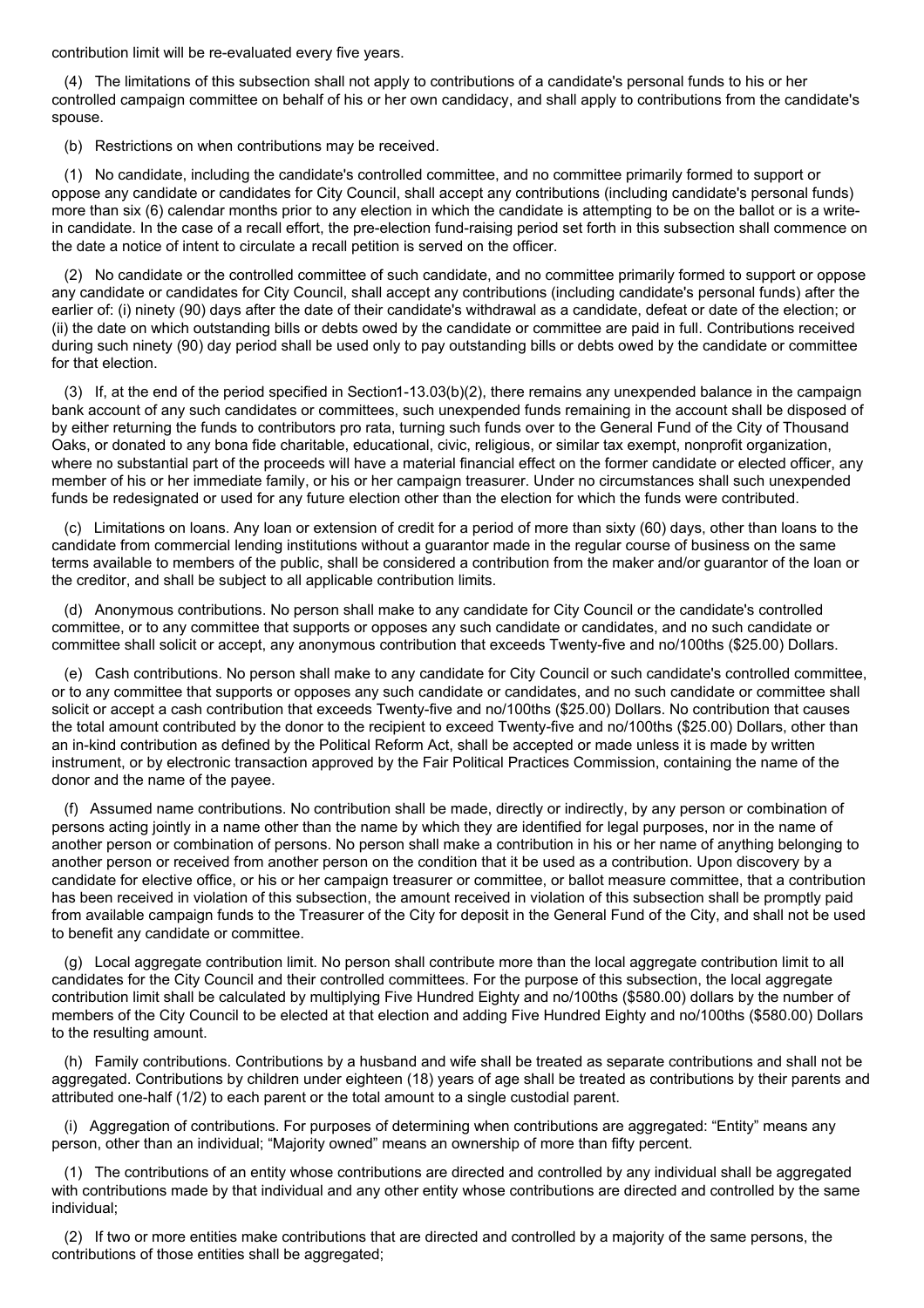contribution limit will be re-evaluated every five years.

(4) The limitations of this subsection shall not apply to contributions of a candidate's personal funds to his or her controlled campaign committee on behalf of his or her own candidacy, and shall apply to contributions from the candidate's spouse.

(b) Restrictions on when contributions may be received.

(1) No candidate, including the candidate's controlled committee, and no committee primarily formed to support or oppose any candidate or candidates for City Council, shall accept any contributions (including candidate's personal funds) more than six (6) calendar months prior to any election in which the candidate is attempting to be on the ballot or is a write-in candidate. In the case of a recall effort, the pre-election fund-raising period set forth in this subsection shall commence on the date a notice of intent to circulate a recall petition is served on the officer.

(2) No candidate or the controlled committee of such candidate, and no committee primarily formed to support or oppose any candidate or candidates for City Council, shall accept any contributions (including candidate's personal funds) after the earlier of: (i) ninety (90) days after the date of their candidate's withdrawal as a candidate, defeat or date of the election; or (ii) the date on which outstanding bills or debts owed by the candidate or committee are paid in full. Contributions received during such ninety (90) day period shall be used only to pay outstanding bills or debts owed by the candidate or committee for that election.

(3) If, at the end of the period specified in Section1-13.03(b)(2), there remains any unexpended balance in the campaign bank account of any such candidates or committees, such unexpended funds remaining in the account shall be disposed of by either returning the funds to contributors pro rata, turning such funds over to the General Fund of the City of Thousand Oaks, or donated to any bona fide charitable, educational, civic, religious, or similar tax exempt, nonprofit organization, where no substantial part of the proceeds will have a material financial effect on the former candidate or elected officer, any member of his or her immediate family, or his or her campaign treasurer. Under no circumstances shall such unexpended funds be redesignated or used for any future election other than the election for which the funds were contributed.

(c) Limitations on loans. Any loan or extension of credit for a period of more than sixty (60) days, other than loans to the candidate from commercial lending institutions without a guarantor made in the regular course of business on the same terms available to members of the public, shall be considered a contribution from the maker and/or guarantor of the loan or the creditor, and shall be subject to all applicable contribution limits.

(d) Anonymous contributions. No person shall make to any candidate for City Council or the candidate's controlled committee, or to any committee that supports or opposes any such candidate or candidates, and no such candidate or committee shall solicit or accept, any anonymous contribution that exceeds Twenty-five and no/100ths ($25.00) Dollars.

(e) Cash contributions. No person shall make to any candidate for City Council or such candidate's controlled committee, or to any committee that supports or opposes any such candidate or candidates, and no such candidate or committee shall solicit or accept a cash contribution that exceeds Twenty-five and no/100ths ($25.00) Dollars. No contribution that causes the total amount contributed by the donor to the recipient to exceed Twenty-five and no/100ths ($25.00) Dollars, other than an in-kind contribution as defined by the Political Reform Act, shall be accepted or made unless it is made by written instrument, or by electronic transaction approved by the Fair Political Practices Commission, containing the name of the donor and the name of the payee.

(f) Assumed name contributions. No contribution shall be made, directly or indirectly, by any person or combination of persons acting jointly in a name other than the name by which they are identified for legal purposes, nor in the name of another person or combination of persons. No person shall make a contribution in his or her name of anything belonging to another person or received from another person on the condition that it be used as a contribution. Upon discovery by a candidate for elective office, or his or her campaign treasurer or committee, or ballot measure committee, that a contribution has been received in violation of this subsection, the amount received in violation of this subsection shall be promptly paid from available campaign funds to the Treasurer of the City for deposit in the General Fund of the City, and shall not be used to benefit any candidate or committee.

(g) Local aggregate contribution limit. No person shall contribute more than the local aggregate contribution limit to all candidates for the City Council and their controlled committees. For the purpose of this subsection, the local aggregate contribution limit shall be calculated by multiplying Five Hundred Eighty and no/100ths ($580.00) dollars by the number of members of the City Council to be elected at that election and adding Five Hundred Eighty and no/100ths ($580.00) Dollars to the resulting amount.

(h) Family contributions. Contributions by a husband and wife shall be treated as separate contributions and shall not be aggregated. Contributions by children under eighteen (18) years of age shall be treated as contributions by their parents and attributed one-half (1/2) to each parent or the total amount to a single custodial parent.

(i) Aggregation of contributions. For purposes of determining when contributions are aggregated: “Entity” means any person, other than an individual; “Majority owned” means an ownership of more than fifty percent.

(1) The contributions of an entity whose contributions are directed and controlled by any individual shall be aggregated with contributions made by that individual and any other entity whose contributions are directed and controlled by the same individual;

(2) If two or more entities make contributions that are directed and controlled by a majority of the same persons, the contributions of those entities shall be aggregated;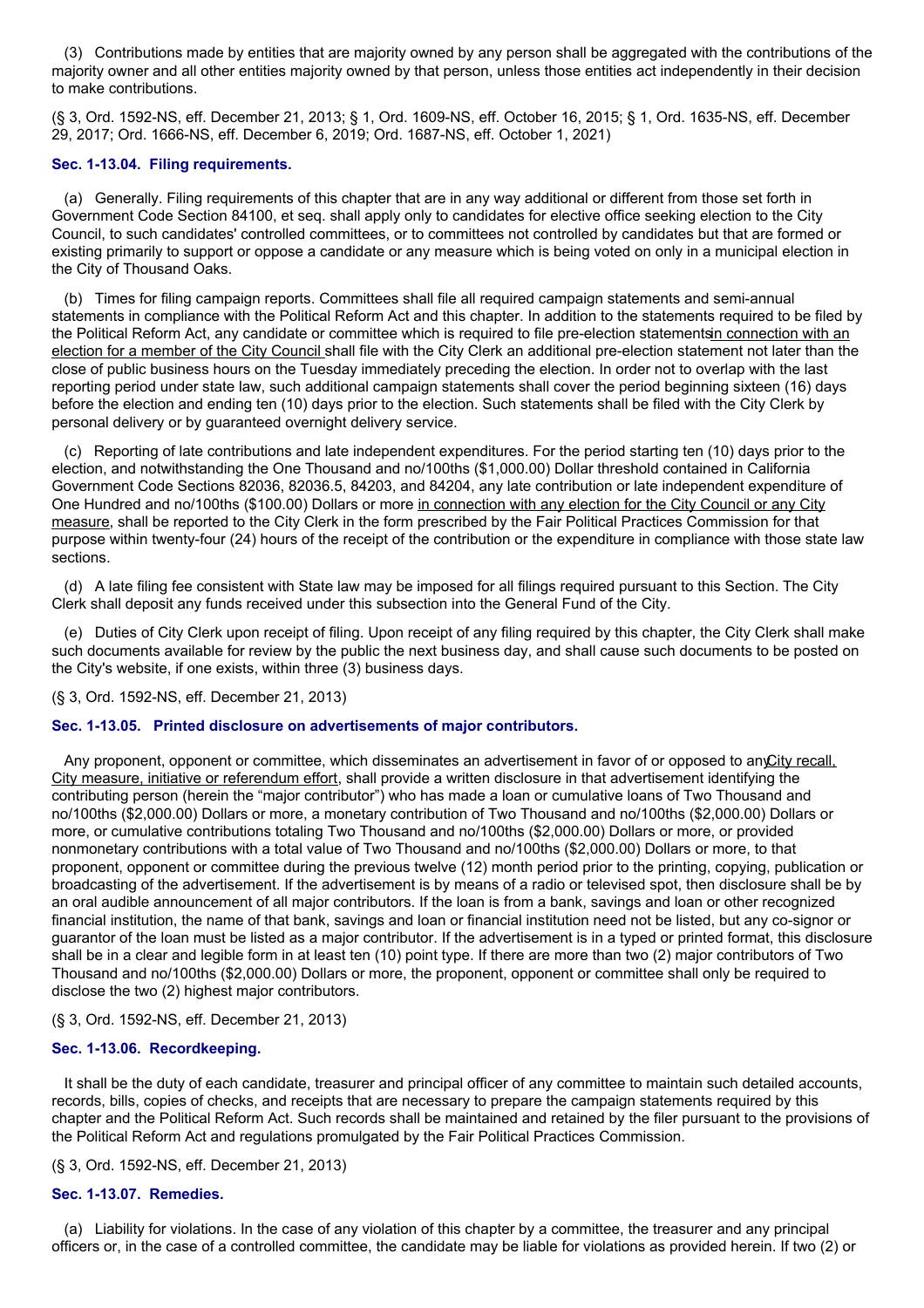(3) Contributions made by entities that are majority owned by any person shall be aggregated with the contributions of the majority owner and all other entities majority owned by that person, unless those entities act independently in their decision to make contributions.

(§ 3, Ord. 1592-NS, eff. December 21, 2013; § 1, Ord. 1609-NS, eff. October 16, 2015; § 1, Ord. 1635-NS, eff. December 29, 2017; Ord. 1666-NS, eff. December 6, 2019; Ord. 1687-NS, eff. October 1, 2021)

### Sec. 1-13.04. Filing requirements.

(a) Generally. Filing requirements of this chapter that are in any way additional or different from those set forth in Government Code Section 84100, et seq. shall apply only to candidates for elective office seeking election to the City Council, to such candidates' controlled committees, or to committees not controlled by candidates but that are formed or existing primarily to support or oppose a candidate or any measure which is being voted on only in a municipal election in the City of Thousand Oaks.

(b) Times for filing campaign reports. Committees shall file all required campaign statements and semi-annual statements in compliance with the Political Reform Act and this chapter. In addition to the statements required to be filed by the Political Reform Act, any candidate or committee which is required to file pre-election statements in connection with an election for a member of the City Council shall file with the City Clerk an additional pre-election statement not later than the close of public business hours on the Tuesday immediately preceding the election. In order not to overlap with the last reporting period under state law, such additional campaign statements shall cover the period beginning sixteen (16) days before the election and ending ten (10) days prior to the election. Such statements shall be filed with the City Clerk by personal delivery or by guaranteed overnight delivery service.

(c) Reporting of late contributions and late independent expenditures. For the period starting ten (10) days prior to the election, and notwithstanding the One Thousand and no/100ths ($1,000.00) Dollar threshold contained in California Government Code Sections 82036, 82036.5, 84203, and 84204, any late contribution or late independent expenditure of One Hundred and no/100ths ($100.00) Dollars or more in connection with any election for the City Council or any City measure, shall be reported to the City Clerk in the form prescribed by the Fair Political Practices Commission for that purpose within twenty-four (24) hours of the receipt of the contribution or the expenditure in compliance with those state law sections.

(d) A late filing fee consistent with State law may be imposed for all filings required pursuant to this Section. The City Clerk shall deposit any funds received under this subsection into the General Fund of the City.

(e) Duties of City Clerk upon receipt of filing. Upon receipt of any filing required by this chapter, the City Clerk shall make such documents available for review by the public the next business day, and shall cause such documents to be posted on the City's website, if one exists, within three (3) business days.

(§ 3, Ord. 1592-NS, eff. December 21, 2013)

### Sec. 1-13.05. Printed disclosure on advertisements of major contributors.

Any proponent, opponent or committee, which disseminates an advertisement in favor of or opposed to any City recall, City measure, initiative or referendum effort, shall provide a written disclosure in that advertisement identifying the contributing person (herein the "major contributor") who has made a loan or cumulative loans of Two Thousand and no/100ths ($2,000.00) Dollars or more, a monetary contribution of Two Thousand and no/100ths ($2,000.00) Dollars or more, or cumulative contributions totaling Two Thousand and no/100ths ($2,000.00) Dollars or more, or provided nonmonetary contributions with a total value of Two Thousand and no/100ths ($2,000.00) Dollars or more, to that proponent, opponent or committee during the previous twelve (12) month period prior to the printing, copying, publication or broadcasting of the advertisement. If the advertisement is by means of a radio or televised spot, then disclosure shall be by an oral audible announcement of all major contributors. If the loan is from a bank, savings and loan or other recognized financial institution, the name of that bank, savings and loan or financial institution need not be listed, but any co-signor or guarantor of the loan must be listed as a major contributor. If the advertisement is in a typed or printed format, this disclosure shall be in a clear and legible form in at least ten (10) point type. If there are more than two (2) major contributors of Two Thousand and no/100ths ($2,000.00) Dollars or more, the proponent, opponent or committee shall only be required to disclose the two (2) highest major contributors.

(§ 3, Ord. 1592-NS, eff. December 21, 2013)

### Sec. 1-13.06. Recordkeeping.

It shall be the duty of each candidate, treasurer and principal officer of any committee to maintain such detailed accounts, records, bills, copies of checks, and receipts that are necessary to prepare the campaign statements required by this chapter and the Political Reform Act. Such records shall be maintained and retained by the filer pursuant to the provisions of the Political Reform Act and regulations promulgated by the Fair Political Practices Commission.

(§ 3, Ord. 1592-NS, eff. December 21, 2013)

### Sec. 1-13.07. Remedies.

(a) Liability for violations. In the case of any violation of this chapter by a committee, the treasurer and any principal officers or, in the case of a controlled committee, the candidate may be liable for violations as provided herein. If two (2) or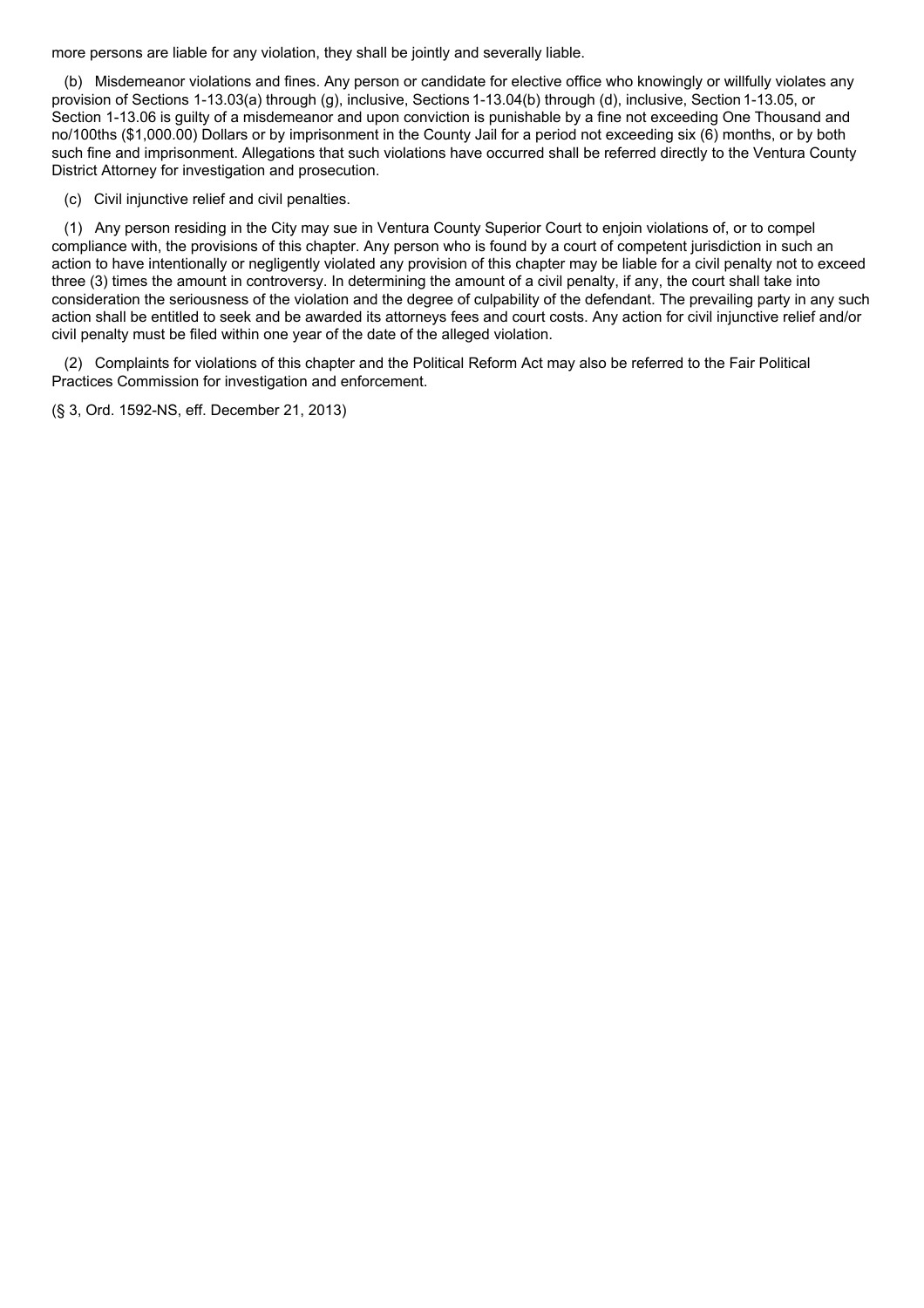more persons are liable for any violation, they shall be jointly and severally liable.

(b) Misdemeanor violations and fines. Any person or candidate for elective office who knowingly or willfully violates any provision of Sections 1-13.03(a) through (g), inclusive, Sections 1-13.04(b) through (d), inclusive, Section 1-13.05, or Section 1-13.06 is guilty of a misdemeanor and upon conviction is punishable by a fine not exceeding One Thousand and no/100ths ($1,000.00) Dollars or by imprisonment in the County Jail for a period not exceeding six (6) months, or by both such fine and imprisonment. Allegations that such violations have occurred shall be referred directly to the Ventura County District Attorney for investigation and prosecution.

(c) Civil injunctive relief and civil penalties.

(1) Any person residing in the City may sue in Ventura County Superior Court to enjoin violations of, or to compel compliance with, the provisions of this chapter. Any person who is found by a court of competent jurisdiction in such an action to have intentionally or negligently violated any provision of this chapter may be liable for a civil penalty not to exceed three (3) times the amount in controversy. In determining the amount of a civil penalty, if any, the court shall take into consideration the seriousness of the violation and the degree of culpability of the defendant. The prevailing party in any such action shall be entitled to seek and be awarded its attorneys fees and court costs. Any action for civil injunctive relief and/or civil penalty must be filed within one year of the date of the alleged violation.

(2) Complaints for violations of this chapter and the Political Reform Act may also be referred to the Fair Political Practices Commission for investigation and enforcement.

(§ 3, Ord. 1592-NS, eff. December 21, 2013)